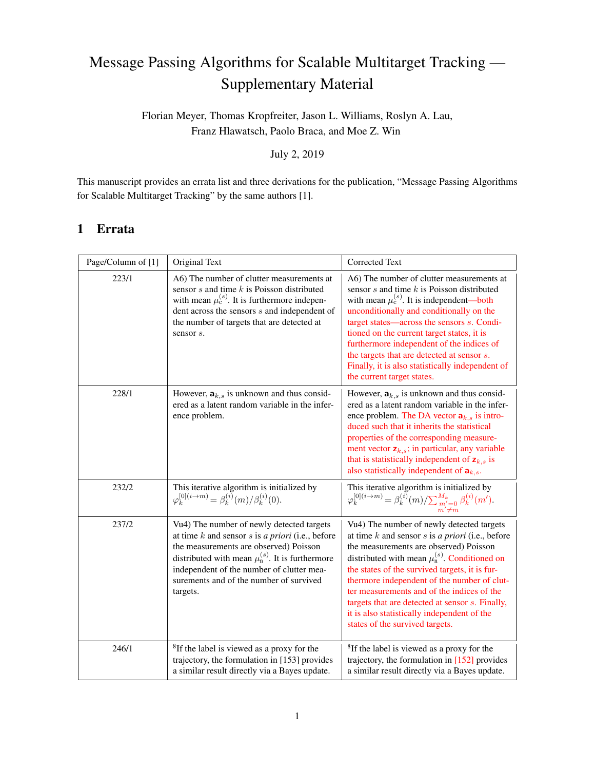# Message Passing Algorithms for Scalable Multitarget Tracking — Supplementary Material

Florian Meyer, Thomas Kropfreiter, Jason L. Williams, Roslyn A. Lau, Franz Hlawatsch, Paolo Braca, and Moe Z. Win

July 2, 2019

This manuscript provides an errata list and three derivations for the publication, "Message Passing Algorithms for Scalable Multitarget Tracking" by the same authors [1].

## 1 Errata

| Page/Column of [1] | Original Text | Corrected Text |
|---|---|---|
| 223/1 | A6) The number of clutter measurements at sensor $s$ and time $k$ is Poisson distributed with mean $\mu_c^{(s)}$. It is furthermore independent across the sensors $s$ and independent of the number of targets that are detected at sensor $s$. | A6) The number of clutter measurements at sensor $s$ and time $k$ is Poisson distributed with mean $\mu_c^{(s)}$. It is independent—both unconditionally and conditionally on the target states—across the sensors $s$. Conditioned on the current target states, it is furthermore independent of the indices of the targets that are detected at sensor $s$. Finally, it is also statistically independent of the current target states. |
| 228/1 | However, $\mathbf{a}_{k,s}$ is unknown and thus considered as a latent random variable in the inference problem. | However, $\mathbf{a}_{k,s}$ is unknown and thus considered as a latent random variable in the inference problem. The DA vector $\mathbf{a}_{k,s}$ is introduced such that it inherits the statistical properties of the corresponding measurement vector $\mathbf{z}_{k,s}$; in particular, any variable that is statistically independent of $\mathbf{z}_{k,s}$ is also statistically independent of $\mathbf{a}_{k,s}$. |
| 232/2 | This iterative algorithm is initialized by $\varphi_k^{[0](i\rightarrow m)} = \beta_k^{(i)}(m)/\beta_k^{(i)}(0)$. | This iterative algorithm is initialized by $\varphi_k^{[0](i\rightarrow m)} = \beta_k^{(i)}(m)/\sum_{m'=0, m'\neq m}^{M_k} \beta_k^{(i)}(m')$. |
| 237/2 | Vu4) The number of newly detected targets at time $k$ and sensor $s$ is *a priori* (i.e., before the measurements are observed) Poisson distributed with mean $\mu_n^{(s)}$. It is furthermore independent of the number of clutter measurements and of the number of survived targets. | Vu4) The number of newly detected targets at time $k$ and sensor $s$ is *a priori* (i.e., before the measurements are observed) Poisson distributed with mean $\mu_n^{(s)}$. Conditioned on the states of the survived targets, it is furthermore independent of the number of clutter measurements and of the indices of the targets that are detected at sensor $s$. Finally, it is also statistically independent of the states of the survived targets. |
| 246/1 | [8]If the label is viewed as a proxy for the trajectory, the formulation in [153] provides a similar result directly via a Bayes update. | [8]If the label is viewed as a proxy for the trajectory, the formulation in [152] provides a similar result directly via a Bayes update. |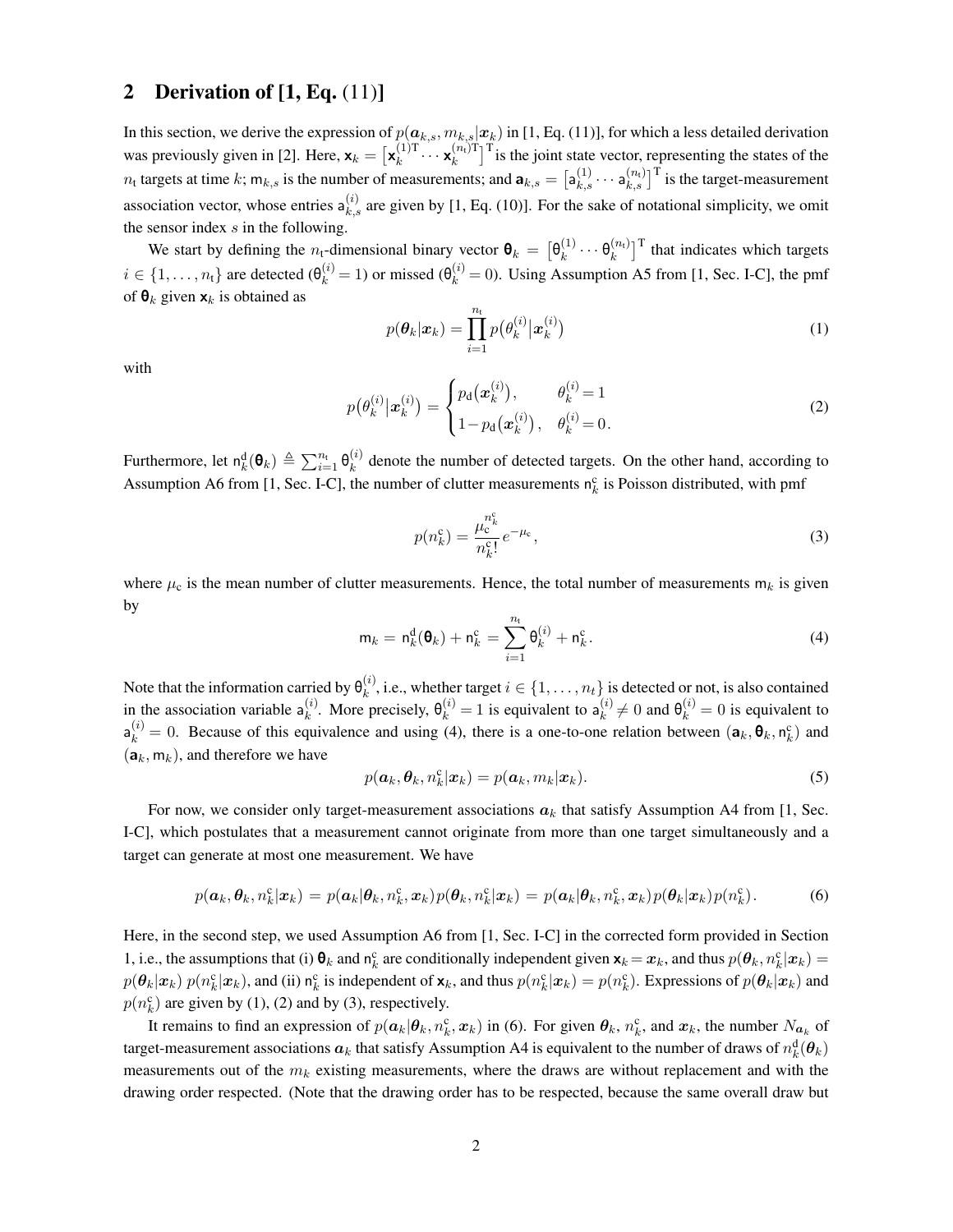## 2 Derivation of [1, Eq. (11)]

In this section, we derive the expression of $p(\boldsymbol{a}_{k,s}, m_{k,s}|\boldsymbol{x}_k)$ in [1, Eq. (11)], for which a less detailed derivation was previously given in [2]. Here, $\mathbf{x}_k = \big[\mathbf{x}_k^{(1)\mathrm{T}} \cdots \mathbf{x}_k^{(n_\mathrm{t})\mathrm{T}}\big]^\mathrm{T}$ is the joint state vector, representing the states of the $n_\mathrm{t}$ targets at time $k$; $\mathsf{m}_{k,s}$ is the number of measurements; and $\mathbf{a}_{k,s} = \big[\mathsf{a}_{k,s}^{(1)} \cdots \mathsf{a}_{k,s}^{(n_\mathrm{t})}\big]^\mathrm{T}$ is the target-measurement association vector, whose entries $\mathsf{a}_{k,s}^{(i)}$ are given by [1, Eq. (10)]. For the sake of notational simplicity, we omit the sensor index $s$ in the following.

We start by defining the $n_\mathrm{t}$-dimensional binary vector $\boldsymbol{\theta}_k = \big[\theta_k^{(1)} \cdots \theta_k^{(n_\mathrm{t})}\big]^\mathrm{T}$ that indicates which targets $i \in \{1, \ldots, n_\mathrm{t}\}$ are detected ($\theta_k^{(i)} = 1$) or missed ($\theta_k^{(i)} = 0$). Using Assumption A5 from [1, Sec. I-C], the pmf of $\boldsymbol{\theta}_k$ given $\mathbf{x}_k$ is obtained as

$$p(\boldsymbol{\theta}_k|\boldsymbol{x}_k) = \prod_{i=1}^{n_\mathrm{t}} p\big(\theta_k^{(i)}\big|\boldsymbol{x}_k^{(i)}\big) \tag{1}$$

with

$$p\big(\theta_k^{(i)}\big|\boldsymbol{x}_k^{(i)}\big) = \begin{cases} p_\mathrm{d}\big(\boldsymbol{x}_k^{(i)}\big), & \theta_k^{(i)} = 1 \\ 1 - p_\mathrm{d}\big(\boldsymbol{x}_k^{(i)}\big), & \theta_k^{(i)} = 0. \end{cases} \tag{2}$$

Furthermore, let $\mathsf{n}_k^\mathrm{d}(\boldsymbol{\theta}_k) \triangleq \sum_{i=1}^{n_\mathrm{t}} \theta_k^{(i)}$ denote the number of detected targets. On the other hand, according to Assumption A6 from [1, Sec. I-C], the number of clutter measurements $\mathsf{n}_k^\mathrm{c}$ is Poisson distributed, with pmf

$$p(n_k^\mathrm{c}) = \frac{\mu_\mathrm{c}^{n_k^\mathrm{c}}}{n_k^\mathrm{c}!} e^{-\mu_\mathrm{c}}, \tag{3}$$

where $\mu_\mathrm{c}$ is the mean number of clutter measurements. Hence, the total number of measurements $\mathsf{m}_k$ is given by

$$\mathsf{m}_k = \mathsf{n}_k^\mathrm{d}(\boldsymbol{\theta}_k) + \mathsf{n}_k^\mathrm{c} = \sum_{i=1}^{n_\mathrm{t}} \theta_k^{(i)} + \mathsf{n}_k^\mathrm{c}. \tag{4}$$

Note that the information carried by $\theta_k^{(i)}$, i.e., whether target $i \in \{1, \ldots, n_t\}$ is detected or not, is also contained in the association variable $\mathsf{a}_k^{(i)}$. More precisely, $\theta_k^{(i)} = 1$ is equivalent to $\mathsf{a}_k^{(i)} \neq 0$ and $\theta_k^{(i)} = 0$ is equivalent to $\mathsf{a}_k^{(i)} = 0$. Because of this equivalence and using (4), there is a one-to-one relation between $(\mathbf{a}_k, \boldsymbol{\theta}_k, \mathsf{n}_k^\mathrm{c})$ and $(\mathbf{a}_k, \mathsf{m}_k)$, and therefore we have

$$p(\boldsymbol{a}_k, \boldsymbol{\theta}_k, n_k^\mathrm{c}|\boldsymbol{x}_k) = p(\boldsymbol{a}_k, m_k|\boldsymbol{x}_k). \tag{5}$$

For now, we consider only target-measurement associations $\boldsymbol{a}_k$ that satisfy Assumption A4 from [1, Sec. I-C], which postulates that a measurement cannot originate from more than one target simultaneously and a target can generate at most one measurement. We have

$$p(\boldsymbol{a}_k, \boldsymbol{\theta}_k, n_k^\mathrm{c}|\boldsymbol{x}_k) = p(\boldsymbol{a}_k|\boldsymbol{\theta}_k, n_k^\mathrm{c}, \boldsymbol{x}_k) p(\boldsymbol{\theta}_k, n_k^\mathrm{c}|\boldsymbol{x}_k) = p(\boldsymbol{a}_k|\boldsymbol{\theta}_k, n_k^\mathrm{c}, \boldsymbol{x}_k) p(\boldsymbol{\theta}_k|\boldsymbol{x}_k) p(n_k^\mathrm{c}). \tag{6}$$

Here, in the second step, we used Assumption A6 from [1, Sec. I-C] in the corrected form provided in Section 1, i.e., the assumptions that (i) $\boldsymbol{\theta}_k$ and $\mathsf{n}_k^\mathrm{c}$ are conditionally independent given $\mathbf{x}_k = \boldsymbol{x}_k$, and thus $p(\boldsymbol{\theta}_k, n_k^\mathrm{c}|\boldsymbol{x}_k) = p(\boldsymbol{\theta}_k|\boldsymbol{x}_k)\, p(n_k^\mathrm{c}|\boldsymbol{x}_k)$, and (ii) $\mathsf{n}_k^\mathrm{c}$ is independent of $\mathbf{x}_k$, and thus $p(n_k^\mathrm{c}|\boldsymbol{x}_k) = p(n_k^\mathrm{c})$. Expressions of $p(\boldsymbol{\theta}_k|\boldsymbol{x}_k)$ and $p(n_k^\mathrm{c})$ are given by (1), (2) and by (3), respectively.

It remains to find an expression of $p(\boldsymbol{a}_k|\boldsymbol{\theta}_k, n_k^\mathrm{c}, \boldsymbol{x}_k)$ in (6). For given $\boldsymbol{\theta}_k$, $n_k^\mathrm{c}$, and $\boldsymbol{x}_k$, the number $N_{\boldsymbol{a}_k}$ of target-measurement associations $\boldsymbol{a}_k$ that satisfy Assumption A4 is equivalent to the number of draws of $n_k^\mathrm{d}(\boldsymbol{\theta}_k)$ measurements out of the $m_k$ existing measurements, where the draws are without replacement and with the drawing order respected. (Note that the drawing order has to be respected, because the same overall draw but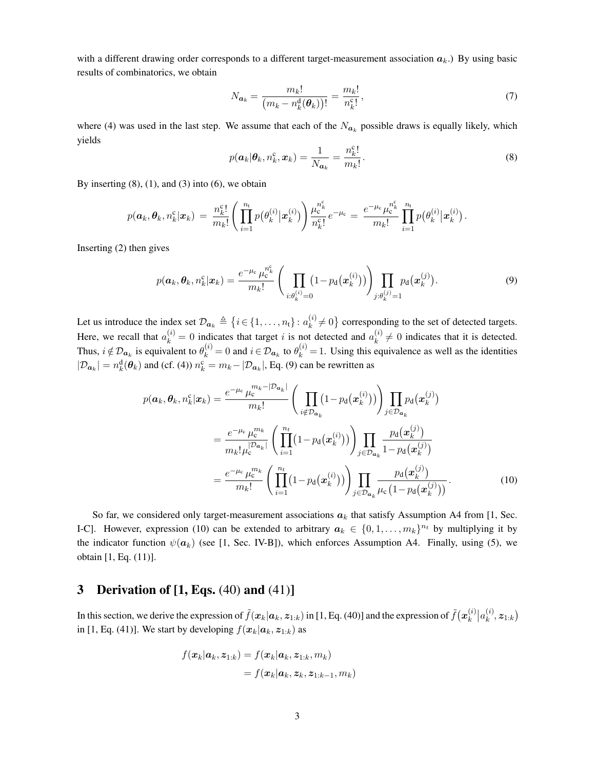with a different drawing order corresponds to a different target-measurement association $\boldsymbol{a}_k$.) By using basic results of combinatorics, we obtain

$$N_{\boldsymbol{a}_k} = \frac{m_k!}{\big(m_k - n_k^{\mathrm{d}}(\boldsymbol{\theta}_k)\big)!} = \frac{m_k!}{n_k^{\mathrm{c}}!}\,, \tag{7}$$

where (4) was used in the last step. We assume that each of the $N_{\boldsymbol{a}_k}$ possible draws is equally likely, which yields

$$p(\boldsymbol{a}_k|\boldsymbol{\theta}_k, n_k^{\mathrm{c}}, \boldsymbol{x}_k) = \frac{1}{N_{\boldsymbol{a}_k}} = \frac{n_k^{\mathrm{c}}!}{m_k!}\,. \tag{8}$$

By inserting (8), (1), and (3) into (6), we obtain

$$p(\boldsymbol{a}_k, \boldsymbol{\theta}_k, n_k^{\mathrm{c}}|\boldsymbol{x}_k) \,=\, \frac{n_k^{\mathrm{c}}!}{m_k!}\left(\prod_{i=1}^{n_{\mathrm{t}}} p\big(\theta_k^{(i)}\big|\boldsymbol{x}_k^{(i)}\big)\right)\frac{\mu_{\mathrm{c}}^{n_k^{\mathrm{c}}}}{n_k^{\mathrm{c}}!}\,e^{-\mu_{\mathrm{c}}} \,=\, \frac{e^{-\mu_{\mathrm{c}}}\,\mu_{\mathrm{c}}^{n_k^{\mathrm{c}}}}{m_k!}\prod_{i=1}^{n_{\mathrm{t}}} p\big(\theta_k^{(i)}\big|\boldsymbol{x}_k^{(i)}\big)\,.$$

Inserting (2) then gives

$$p(\boldsymbol{a}_k, \boldsymbol{\theta}_k, n_k^{\mathrm{c}}|\boldsymbol{x}_k) = \frac{e^{-\mu_{\mathrm{c}}}\,\mu_{\mathrm{c}}^{n_k^{\mathrm{c}}}}{m_k!}\left(\prod_{i:\theta_k^{(i)}=0}\big(1-p_{\mathrm{d}}\big(\boldsymbol{x}_k^{(i)}\big)\big)\right)\prod_{j:\theta_k^{(j)}=1} p_{\mathrm{d}}\big(\boldsymbol{x}_k^{(j)}\big). \tag{9}$$

Let us introduce the index set $\mathcal{D}_{\boldsymbol{a}_k} \triangleq \big\{i \in \{1,\ldots,n_{\mathrm{t}}\} : a_k^{(i)} \neq 0\big\}$ corresponding to the set of detected targets. Here, we recall that $a_k^{(i)} = 0$ indicates that target $i$ is not detected and $a_k^{(i)} \neq 0$ indicates that it is detected. Thus, $i \notin \mathcal{D}_{\boldsymbol{a}_k}$ is equivalent to $\theta_k^{(i)} = 0$ and $i \in \mathcal{D}_{\boldsymbol{a}_k}$ to $\theta_k^{(i)} = 1$. Using this equivalence as well as the identities $|\mathcal{D}_{\boldsymbol{a}_k}| = n_k^{\mathrm{d}}(\boldsymbol{\theta}_k)$ and (cf. (4)) $n_k^{\mathrm{c}} = m_k - |\mathcal{D}_{\boldsymbol{a}_k}|$, Eq. (9) can be rewritten as

$$\begin{aligned}
p(\boldsymbol{a}_k, \boldsymbol{\theta}_k, n_k^{\mathrm{c}}|\boldsymbol{x}_k) &= \frac{e^{-\mu_{\mathrm{c}}}\,\mu_{\mathrm{c}}^{m_k-|\mathcal{D}_{\boldsymbol{a}_k}|}}{m_k!}\left(\prod_{i\notin\mathcal{D}_{\boldsymbol{a}_k}}\big(1-p_{\mathrm{d}}\big(\boldsymbol{x}_k^{(i)}\big)\big)\right)\prod_{j\in\mathcal{D}_{\boldsymbol{a}_k}} p_{\mathrm{d}}\big(\boldsymbol{x}_k^{(j)}\big) \\
&= \frac{e^{-\mu_{\mathrm{c}}}\,\mu_{\mathrm{c}}^{m_k}}{m_k!\,\mu_{\mathrm{c}}^{|\mathcal{D}_{\boldsymbol{a}_k}|}}\left(\prod_{i=1}^{n_t}\big(1-p_{\mathrm{d}}\big(\boldsymbol{x}_k^{(i)}\big)\big)\right)\prod_{j\in\mathcal{D}_{\boldsymbol{a}_k}} \frac{p_{\mathrm{d}}\big(\boldsymbol{x}_k^{(j)}\big)}{1-p_{\mathrm{d}}\big(\boldsymbol{x}_k^{(j)}\big)} \\
&= \frac{e^{-\mu_{\mathrm{c}}}\,\mu_{\mathrm{c}}^{m_k}}{m_k!}\left(\prod_{i=1}^{n_t}\big(1-p_{\mathrm{d}}\big(\boldsymbol{x}_k^{(i)}\big)\big)\right)\prod_{j\in\mathcal{D}_{\boldsymbol{a}_k}} \frac{p_{\mathrm{d}}\big(\boldsymbol{x}_k^{(j)}\big)}{\mu_{\mathrm{c}}\big(1-p_{\mathrm{d}}\big(\boldsymbol{x}_k^{(j)}\big)\big)}\,.
\end{aligned} \tag{10}$$

So far, we considered only target-measurement associations $\boldsymbol{a}_k$ that satisfy Assumption A4 from [1, Sec. I-C]. However, expression (10) can be extended to arbitrary $\boldsymbol{a}_k \in \{0,1,\ldots,m_k\}^{n_t}$ by multiplying it by the indicator function $\psi(\boldsymbol{a}_k)$ (see [1, Sec. IV-B]), which enforces Assumption A4. Finally, using (5), we obtain [1, Eq. (11)].

## 3 Derivation of [1, Eqs. (40) and (41)]

In this section, we derive the expression of $\tilde{f}(\boldsymbol{x}_k|\boldsymbol{a}_k, \boldsymbol{z}_{1:k})$ in [1, Eq. (40)] and the expression of $\tilde{f}\big(\boldsymbol{x}_k^{(i)}\big|a_k^{(i)}, \boldsymbol{z}_{1:k}\big)$ in [1, Eq. (41)]. We start by developing $f(\boldsymbol{x}_k|\boldsymbol{a}_k, \boldsymbol{z}_{1:k})$ as

$$\begin{aligned}
f(\boldsymbol{x}_k|\boldsymbol{a}_k, \boldsymbol{z}_{1:k}) &= f(\boldsymbol{x}_k|\boldsymbol{a}_k, \boldsymbol{z}_{1:k}, m_k) \\
&= f(\boldsymbol{x}_k|\boldsymbol{a}_k, \boldsymbol{z}_k, \boldsymbol{z}_{1:k-1}, m_k)
\end{aligned}$$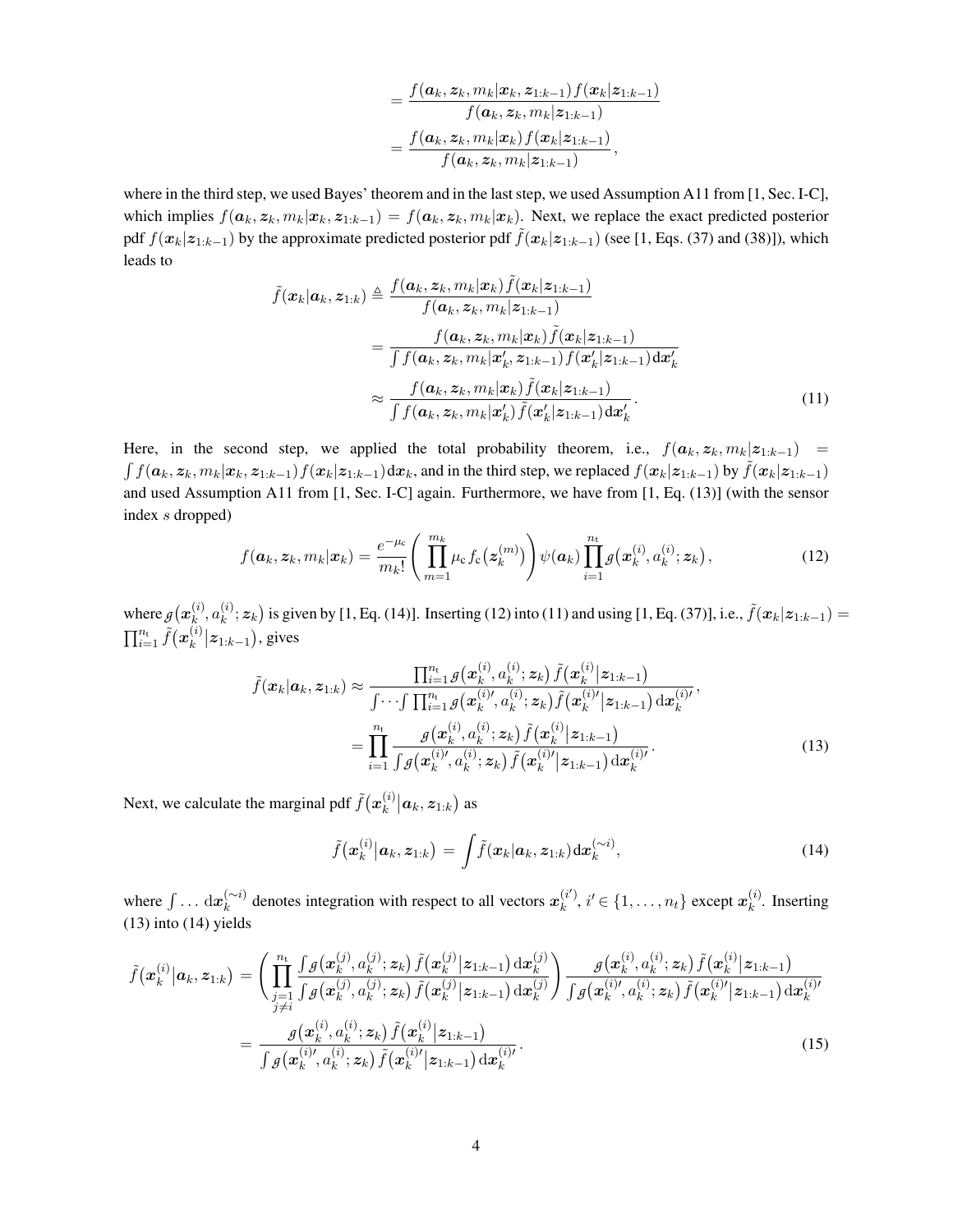$$
\begin{aligned}
&= \frac{f(\boldsymbol{a}_k, \boldsymbol{z}_k, m_k | \boldsymbol{x}_k, \boldsymbol{z}_{1:k-1}) \, f(\boldsymbol{x}_k | \boldsymbol{z}_{1:k-1})}{f(\boldsymbol{a}_k, \boldsymbol{z}_k, m_k | \boldsymbol{z}_{1:k-1})} \\
&= \frac{f(\boldsymbol{a}_k, \boldsymbol{z}_k, m_k | \boldsymbol{x}_k) \, f(\boldsymbol{x}_k | \boldsymbol{z}_{1:k-1})}{f(\boldsymbol{a}_k, \boldsymbol{z}_k, m_k | \boldsymbol{z}_{1:k-1})},
\end{aligned}
$$

where in the third step, we used Bayes' theorem and in the last step, we used Assumption A11 from [1, Sec. I-C], which implies $f(\boldsymbol{a}_k, \boldsymbol{z}_k, m_k | \boldsymbol{x}_k, \boldsymbol{z}_{1:k-1}) = f(\boldsymbol{a}_k, \boldsymbol{z}_k, m_k | \boldsymbol{x}_k)$. Next, we replace the exact predicted posterior pdf $f(\boldsymbol{x}_k | \boldsymbol{z}_{1:k-1})$ by the approximate predicted posterior pdf $\tilde{f}(\boldsymbol{x}_k | \boldsymbol{z}_{1:k-1})$ (see [1, Eqs. (37) and (38)]), which leads to

$$
\begin{aligned}
\tilde{f}(\boldsymbol{x}_k | \boldsymbol{a}_k, \boldsymbol{z}_{1:k}) &\triangleq \frac{f(\boldsymbol{a}_k, \boldsymbol{z}_k, m_k | \boldsymbol{x}_k) \, \tilde{f}(\boldsymbol{x}_k | \boldsymbol{z}_{1:k-1})}{f(\boldsymbol{a}_k, \boldsymbol{z}_k, m_k | \boldsymbol{z}_{1:k-1})} \\
&= \frac{f(\boldsymbol{a}_k, \boldsymbol{z}_k, m_k | \boldsymbol{x}_k) \, \tilde{f}(\boldsymbol{x}_k | \boldsymbol{z}_{1:k-1})}{\int f(\boldsymbol{a}_k, \boldsymbol{z}_k, m_k | \boldsymbol{x}'_k, \boldsymbol{z}_{1:k-1}) \, f(\boldsymbol{x}'_k | \boldsymbol{z}_{1:k-1}) \, \mathrm{d}\boldsymbol{x}'_k} \\
&\approx \frac{f(\boldsymbol{a}_k, \boldsymbol{z}_k, m_k | \boldsymbol{x}_k) \, \tilde{f}(\boldsymbol{x}_k | \boldsymbol{z}_{1:k-1})}{\int f(\boldsymbol{a}_k, \boldsymbol{z}_k, m_k | \boldsymbol{x}'_k) \, \tilde{f}(\boldsymbol{x}'_k | \boldsymbol{z}_{1:k-1}) \, \mathrm{d}\boldsymbol{x}'_k}.
\end{aligned} \tag{11}
$$

Here, in the second step, we applied the total probability theorem, i.e., $f(\boldsymbol{a}_k, \boldsymbol{z}_k, m_k | \boldsymbol{z}_{1:k-1}) = \int f(\boldsymbol{a}_k, \boldsymbol{z}_k, m_k | \boldsymbol{x}_k, \boldsymbol{z}_{1:k-1}) f(\boldsymbol{x}_k | \boldsymbol{z}_{1:k-1}) \mathrm{d}\boldsymbol{x}_k$, and in the third step, we replaced $f(\boldsymbol{x}_k | \boldsymbol{z}_{1:k-1})$ by $\tilde{f}(\boldsymbol{x}_k | \boldsymbol{z}_{1:k-1})$ and used Assumption A11 from [1, Sec. I-C] again. Furthermore, we have from [1, Eq. (13)] (with the sensor index $s$ dropped)

$$
f(\boldsymbol{a}_k, \boldsymbol{z}_k, m_k | \boldsymbol{x}_k) = \frac{e^{-\mu_{\mathrm{c}}}}{m_k!} \left( \prod_{m=1}^{m_k} \mu_{\mathrm{c}} f_{\mathrm{c}}\big(\boldsymbol{z}_k^{(m)}\big) \right) \psi(\boldsymbol{a}_k) \prod_{i=1}^{n_{\mathrm{t}}} g\big(\boldsymbol{x}_k^{(i)}, a_k^{(i)}; \boldsymbol{z}_k\big), \tag{12}
$$

where $g\big(\boldsymbol{x}_k^{(i)}, a_k^{(i)}; \boldsymbol{z}_k\big)$ is given by [1, Eq. (14)]. Inserting (12) into (11) and using [1, Eq. (37)], i.e., $\tilde{f}(\boldsymbol{x}_k | \boldsymbol{z}_{1:k-1}) = \prod_{i=1}^{n_{\mathrm{t}}} \tilde{f}\big(\boldsymbol{x}_k^{(i)} | \boldsymbol{z}_{1:k-1}\big)$, gives

$$
\begin{aligned}
\tilde{f}(\boldsymbol{x}_k | \boldsymbol{a}_k, \boldsymbol{z}_{1:k}) &\approx \frac{\prod_{i=1}^{n_{\mathrm{t}}} g\big(\boldsymbol{x}_k^{(i)}, a_k^{(i)}; \boldsymbol{z}_k\big) \, \tilde{f}\big(\boldsymbol{x}_k^{(i)} | \boldsymbol{z}_{1:k-1}\big)}{\int \cdots \int \prod_{i=1}^{n_{\mathrm{t}}} g\big(\boldsymbol{x}_k^{(i)\prime}, a_k^{(i)}; \boldsymbol{z}_k\big) \, \tilde{f}\big(\boldsymbol{x}_k^{(i)\prime} | \boldsymbol{z}_{1:k-1}\big) \, \mathrm{d}\boldsymbol{x}_k^{(i)\prime}}, \\
&= \prod_{i=1}^{n_{\mathrm{t}}} \frac{g\big(\boldsymbol{x}_k^{(i)}, a_k^{(i)}; \boldsymbol{z}_k\big) \, \tilde{f}\big(\boldsymbol{x}_k^{(i)} | \boldsymbol{z}_{1:k-1}\big)}{\int g\big(\boldsymbol{x}_k^{(i)\prime}, a_k^{(i)}; \boldsymbol{z}_k\big) \, \tilde{f}\big(\boldsymbol{x}_k^{(i)\prime} | \boldsymbol{z}_{1:k-1}\big) \, \mathrm{d}\boldsymbol{x}_k^{(i)\prime}}.
\end{aligned} \tag{13}
$$

Next, we calculate the marginal pdf $\tilde{f}\big(\boldsymbol{x}_k^{(i)} | \boldsymbol{a}_k, \boldsymbol{z}_{1:k}\big)$ as

$$
\tilde{f}\big(\boldsymbol{x}_k^{(i)} | \boldsymbol{a}_k, \boldsymbol{z}_{1:k}\big) = \int \tilde{f}(\boldsymbol{x}_k | \boldsymbol{a}_k, \boldsymbol{z}_{1:k}) \, \mathrm{d}\boldsymbol{x}_k^{(\sim i)}, \tag{14}
$$

where $\int \ldots \mathrm{d}\boldsymbol{x}_k^{(\sim i)}$ denotes integration with respect to all vectors $\boldsymbol{x}_k^{(i')}$, $i' \in \{1, \ldots, n_t\}$ except $\boldsymbol{x}_k^{(i)}$. Inserting (13) into (14) yields

$$
\begin{aligned}
\tilde{f}\big(\boldsymbol{x}_k^{(i)} | \boldsymbol{a}_k, \boldsymbol{z}_{1:k}\big) &= \left( \prod_{\substack{j=1 \\ j \neq i}}^{n_{\mathrm{t}}} \frac{\int g\big(\boldsymbol{x}_k^{(j)}, a_k^{(j)}; \boldsymbol{z}_k\big) \, \tilde{f}\big(\boldsymbol{x}_k^{(j)} | \boldsymbol{z}_{1:k-1}\big) \, \mathrm{d}\boldsymbol{x}_k^{(j)}}{\int g\big(\boldsymbol{x}_k^{(j)}, a_k^{(j)}; \boldsymbol{z}_k\big) \, \tilde{f}\big(\boldsymbol{x}_k^{(j)} | \boldsymbol{z}_{1:k-1}\big) \, \mathrm{d}\boldsymbol{x}_k^{(j)}} \right) \frac{g\big(\boldsymbol{x}_k^{(i)}, a_k^{(i)}; \boldsymbol{z}_k\big) \, \tilde{f}\big(\boldsymbol{x}_k^{(i)} | \boldsymbol{z}_{1:k-1}\big)}{\int g\big(\boldsymbol{x}_k^{(i)\prime}, a_k^{(i)}; \boldsymbol{z}_k\big) \, \tilde{f}\big(\boldsymbol{x}_k^{(i)\prime} | \boldsymbol{z}_{1:k-1}\big) \, \mathrm{d}\boldsymbol{x}_k^{(i)\prime}} \\
&= \frac{g\big(\boldsymbol{x}_k^{(i)}, a_k^{(i)}; \boldsymbol{z}_k\big) \, \tilde{f}\big(\boldsymbol{x}_k^{(i)} | \boldsymbol{z}_{1:k-1}\big)}{\int g\big(\boldsymbol{x}_k^{(i)\prime}, a_k^{(i)}; \boldsymbol{z}_k\big) \, \tilde{f}\big(\boldsymbol{x}_k^{(i)\prime} | \boldsymbol{z}_{1:k-1}\big) \, \mathrm{d}\boldsymbol{x}_k^{(i)\prime}}.
\end{aligned} \tag{15}
$$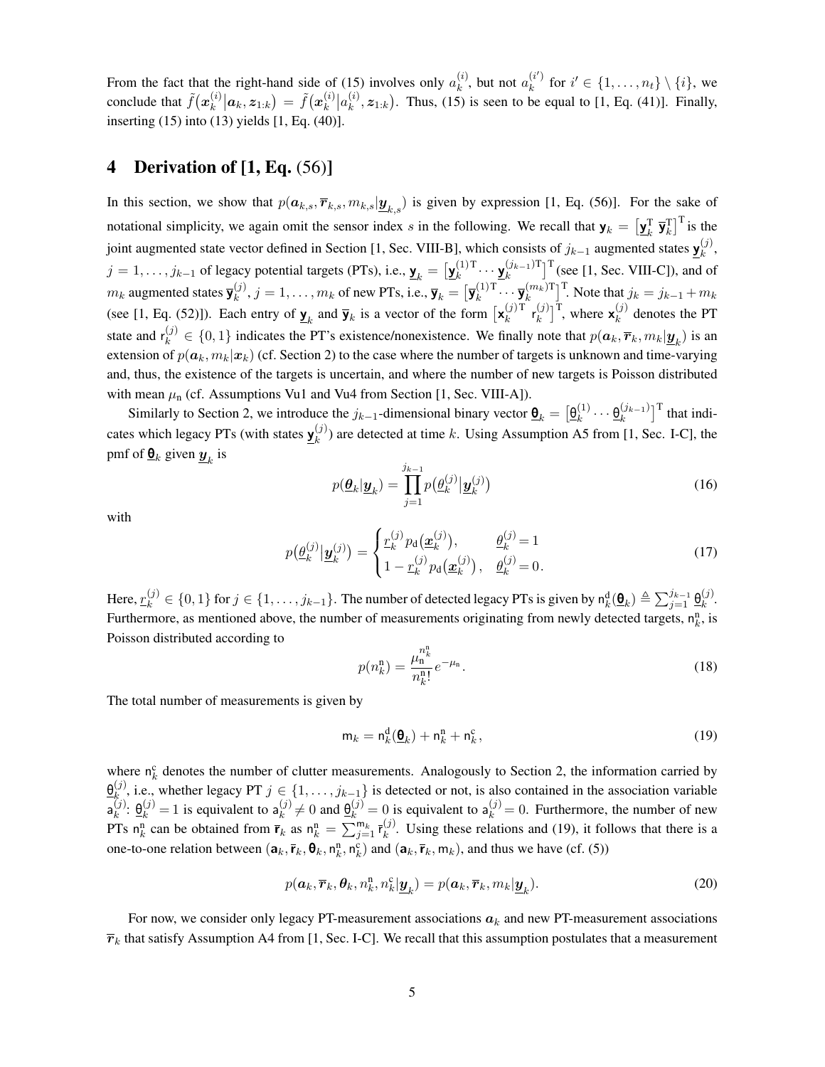From the fact that the right-hand side of (15) involves only $a_k^{(i)}$, but not $a_k^{(i')}$ for $i' \in \{1,\dots,n_t\} \setminus \{i\}$, we conclude that $\tilde{f}(\boldsymbol{x}_k^{(i)} | \boldsymbol{a}_k, \boldsymbol{z}_{1:k}) = \tilde{f}(\boldsymbol{x}_k^{(i)} | a_k^{(i)}, \boldsymbol{z}_{1:k})$. Thus, (15) is seen to be equal to [1, Eq. (41)]. Finally, inserting (15) into (13) yields [1, Eq. (40)].

## 4 Derivation of [1, Eq. (56)]

In this section, we show that $p(\boldsymbol{a}_{k,s}, \overline{\boldsymbol{r}}_{k,s}, m_{k,s} | \underline{\boldsymbol{y}}_{k,s})$ is given by expression [1, Eq. (56)]. For the sake of notational simplicity, we again omit the sensor index $s$ in the following. We recall that $\mathbf{y}_k = [\underline{\mathbf{y}}_k^{\mathrm{T}} \; \overline{\mathbf{y}}_k^{\mathrm{T}}]^{\mathrm{T}}$ is the joint augmented state vector defined in Section [1, Sec. VIII-B], which consists of $j_{k-1}$ augmented states $\underline{\mathbf{y}}_k^{(j)}$, $j = 1,\dots,j_{k-1}$ of legacy potential targets (PTs), i.e., $\underline{\mathbf{y}}_k = [\underline{\mathbf{y}}_k^{(1)\mathrm{T}} \cdots \underline{\mathbf{y}}_k^{(j_{k-1})\mathrm{T}}]^{\mathrm{T}}$ (see [1, Sec. VIII-C]), and of $m_k$ augmented states $\overline{\mathbf{y}}_k^{(j)}$, $j = 1,\dots,m_k$ of new PTs, i.e., $\overline{\mathbf{y}}_k = [\overline{\mathbf{y}}_k^{(1)\mathrm{T}} \cdots \overline{\mathbf{y}}_k^{(m_k)\mathrm{T}}]^{\mathrm{T}}$. Note that $j_k = j_{k-1} + m_k$ (see [1, Eq. (52)]). Each entry of $\underline{\mathbf{y}}_k$ and $\overline{\mathbf{y}}_k$ is a vector of the form $[\mathbf{x}_k^{(j)\mathrm{T}} \; \mathsf{r}_k^{(j)}]^{\mathrm{T}}$, where $\mathbf{x}_k^{(j)}$ denotes the PT state and $\mathsf{r}_k^{(j)} \in \{0,1\}$ indicates the PT's existence/nonexistence. We finally note that $p(\boldsymbol{a}_k, \overline{\boldsymbol{r}}_k, m_k | \underline{\boldsymbol{y}}_k)$ is an extension of $p(\boldsymbol{a}_k, m_k | \boldsymbol{x}_k)$ (cf. Section 2) to the case where the number of targets is unknown and time-varying and, thus, the existence of the targets is uncertain, and where the number of new targets is Poisson distributed with mean $\mu_{\mathrm{n}}$ (cf. Assumptions Vu1 and Vu4 from Section [1, Sec. VIII-A]).

Similarly to Section 2, we introduce the $j_{k-1}$-dimensional binary vector $\underline{\boldsymbol{\theta}}_k = [\underline{\theta}_k^{(1)} \cdots \underline{\theta}_k^{(j_{k-1})}]^{\mathrm{T}}$ that indicates which legacy PTs (with states $\underline{\mathbf{y}}_k^{(j)}$) are detected at time $k$. Using Assumption A5 from [1, Sec. I-C], the pmf of $\underline{\boldsymbol{\theta}}_k$ given $\underline{\boldsymbol{y}}_k$ is

$$
p(\underline{\boldsymbol{\theta}}_k | \underline{\boldsymbol{y}}_k) = \prod_{j=1}^{j_{k-1}} p\big(\underline{\theta}_k^{(j)} \big| \underline{\boldsymbol{y}}_k^{(j)}\big) \tag{16}
$$

with

$$
p\big(\underline{\theta}_k^{(j)} \big| \underline{\boldsymbol{y}}_k^{(j)}\big) = \begin{cases} \underline{r}_k^{(j)} p_{\mathrm{d}}\big(\underline{\boldsymbol{x}}_k^{(j)}\big), & \underline{\theta}_k^{(j)} = 1 \\ 1 - \underline{r}_k^{(j)} p_{\mathrm{d}}\big(\underline{\boldsymbol{x}}_k^{(j)}\big), & \underline{\theta}_k^{(j)} = 0. \end{cases} \tag{17}
$$

Here, $\underline{r}_k^{(j)} \in \{0,1\}$ for $j \in \{1,\dots,j_{k-1}\}$. The number of detected legacy PTs is given by $\mathsf{n}_k^{\mathrm{d}}(\underline{\boldsymbol{\theta}}_k) \triangleq \sum_{j=1}^{j_{k-1}} \underline{\theta}_k^{(j)}$. Furthermore, as mentioned above, the number of measurements originating from newly detected targets, $\mathsf{n}_k^{\mathrm{n}}$, is Poisson distributed according to

$$
p(n_k^{\mathrm{n}}) = \frac{\mu_{\mathrm{n}}^{n_k^{\mathrm{n}}}}{n_k^{\mathrm{n}}!} e^{-\mu_{\mathrm{n}}}. \tag{18}
$$

The total number of measurements is given by

$$
\mathsf{m}_k = \mathsf{n}_k^{\mathrm{d}}(\underline{\boldsymbol{\theta}}_k) + \mathsf{n}_k^{\mathrm{n}} + \mathsf{n}_k^{\mathrm{c}}, \tag{19}
$$

where $\mathsf{n}_k^{\mathrm{c}}$ denotes the number of clutter measurements. Analogously to Section 2, the information carried by $\underline{\theta}_k^{(j)}$, i.e., whether legacy PT $j \in \{1,\dots,j_{k-1}\}$ is detected or not, is also contained in the association variable $\mathsf{a}_k^{(j)}$: $\underline{\theta}_k^{(j)} = 1$ is equivalent to $\mathsf{a}_k^{(j)} \neq 0$ and $\underline{\theta}_k^{(j)} = 0$ is equivalent to $\mathsf{a}_k^{(j)} = 0$. Furthermore, the number of new PTs $\mathsf{n}_k^{\mathrm{n}}$ can be obtained from $\overline{\mathbf{r}}_k$ as $\mathsf{n}_k^{\mathrm{n}} = \sum_{j=1}^{\mathsf{m}_k} \overline{\mathsf{r}}_k^{(j)}$. Using these relations and (19), it follows that there is a one-to-one relation between $(\mathbf{a}_k, \overline{\mathbf{r}}_k, \underline{\boldsymbol{\theta}}_k, \mathsf{n}_k^{\mathrm{n}}, \mathsf{n}_k^{\mathrm{c}})$ and $(\mathbf{a}_k, \overline{\mathbf{r}}_k, \mathsf{m}_k)$, and thus we have (cf. (5))

$$
p(\boldsymbol{a}_k, \overline{\boldsymbol{r}}_k, \underline{\boldsymbol{\theta}}_k, n_k^{\mathrm{n}}, n_k^{\mathrm{c}} | \underline{\boldsymbol{y}}_k) = p(\boldsymbol{a}_k, \overline{\boldsymbol{r}}_k, m_k | \underline{\boldsymbol{y}}_k). \tag{20}
$$

For now, we consider only legacy PT-measurement associations $\boldsymbol{a}_k$ and new PT-measurement associations $\overline{\boldsymbol{r}}_k$ that satisfy Assumption A4 from [1, Sec. I-C]. We recall that this assumption postulates that a measurement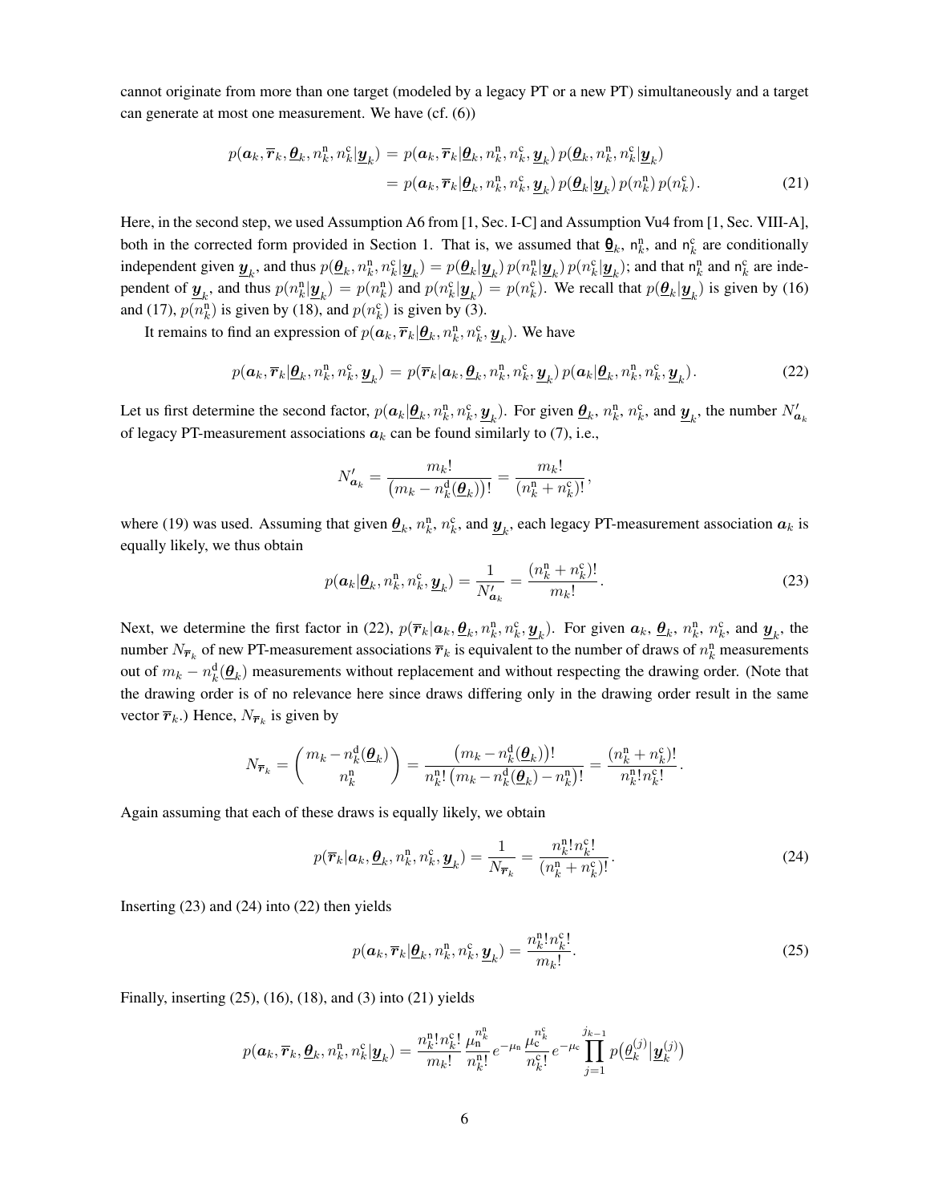cannot originate from more than one target (modeled by a legacy PT or a new PT) simultaneously and a target can generate at most one measurement. We have (cf. (6))

$$
\begin{aligned}
p(\boldsymbol{a}_k, \overline{\boldsymbol{r}}_k, \underline{\boldsymbol{\theta}}_k, n_k^{\mathrm{n}}, n_k^{\mathrm{c}} | \underline{\boldsymbol{y}}_k) &= p(\boldsymbol{a}_k, \overline{\boldsymbol{r}}_k | \underline{\boldsymbol{\theta}}_k, n_k^{\mathrm{n}}, n_k^{\mathrm{c}}, \underline{\boldsymbol{y}}_k)\, p(\underline{\boldsymbol{\theta}}_k, n_k^{\mathrm{n}}, n_k^{\mathrm{c}} | \underline{\boldsymbol{y}}_k) \\
&= p(\boldsymbol{a}_k, \overline{\boldsymbol{r}}_k | \underline{\boldsymbol{\theta}}_k, n_k^{\mathrm{n}}, n_k^{\mathrm{c}}, \underline{\boldsymbol{y}}_k)\, p(\underline{\boldsymbol{\theta}}_k | \underline{\boldsymbol{y}}_k)\, p(n_k^{\mathrm{n}})\, p(n_k^{\mathrm{c}}). \qquad (21)
\end{aligned}
$$

Here, in the second step, we used Assumption A6 from [1, Sec. I-C] and Assumption Vu4 from [1, Sec. VIII-A], both in the corrected form provided in Section 1. That is, we assumed that $\underline{\boldsymbol{\theta}}_k$, $\mathsf{n}_k^{\mathrm{n}}$, and $\mathsf{n}_k^{\mathrm{c}}$ are conditionally independent given $\underline{\boldsymbol{y}}_k$, and thus $p(\underline{\boldsymbol{\theta}}_k, n_k^{\mathrm{n}}, n_k^{\mathrm{c}} | \underline{\boldsymbol{y}}_k) = p(\underline{\boldsymbol{\theta}}_k | \underline{\boldsymbol{y}}_k)\, p(n_k^{\mathrm{n}} | \underline{\boldsymbol{y}}_k)\, p(n_k^{\mathrm{c}} | \underline{\boldsymbol{y}}_k)$; and that $\mathsf{n}_k^{\mathrm{n}}$ and $\mathsf{n}_k^{\mathrm{c}}$ are independent of $\underline{\boldsymbol{y}}_k$, and thus $p(n_k^{\mathrm{n}} | \underline{\boldsymbol{y}}_k) = p(n_k^{\mathrm{n}})$ and $p(n_k^{\mathrm{c}} | \underline{\boldsymbol{y}}_k) = p(n_k^{\mathrm{c}})$. We recall that $p(\underline{\boldsymbol{\theta}}_k | \underline{\boldsymbol{y}}_k)$ is given by (16) and (17), $p(n_k^{\mathrm{n}})$ is given by (18), and $p(n_k^{\mathrm{c}})$ is given by (3).

It remains to find an expression of $p(\boldsymbol{a}_k, \overline{\boldsymbol{r}}_k | \underline{\boldsymbol{\theta}}_k, n_k^{\mathrm{n}}, n_k^{\mathrm{c}}, \underline{\boldsymbol{y}}_k)$. We have

$$
p(\boldsymbol{a}_k, \overline{\boldsymbol{r}}_k | \underline{\boldsymbol{\theta}}_k, n_k^{\mathrm{n}}, n_k^{\mathrm{c}}, \underline{\boldsymbol{y}}_k) = p(\overline{\boldsymbol{r}}_k | \boldsymbol{a}_k, \underline{\boldsymbol{\theta}}_k, n_k^{\mathrm{n}}, n_k^{\mathrm{c}}, \underline{\boldsymbol{y}}_k)\, p(\boldsymbol{a}_k | \underline{\boldsymbol{\theta}}_k, n_k^{\mathrm{n}}, n_k^{\mathrm{c}}, \underline{\boldsymbol{y}}_k). \qquad (22)
$$

Let us first determine the second factor, $p(\boldsymbol{a}_k | \underline{\boldsymbol{\theta}}_k, n_k^{\mathrm{n}}, n_k^{\mathrm{c}}, \underline{\boldsymbol{y}}_k)$. For given $\underline{\boldsymbol{\theta}}_k$, $n_k^{\mathrm{n}}$, $n_k^{\mathrm{c}}$, and $\underline{\boldsymbol{y}}_k$, the number $N'_{\boldsymbol{a}_k}$ of legacy PT-measurement associations $\boldsymbol{a}_k$ can be found similarly to (7), i.e.,

$$
N'_{\boldsymbol{a}_k} = \frac{m_k!}{\big(m_k - n_k^{\mathrm{d}}(\underline{\boldsymbol{\theta}}_k)\big)!} = \frac{m_k!}{(n_k^{\mathrm{n}} + n_k^{\mathrm{c}})!}\,,
$$

where (19) was used. Assuming that given $\underline{\boldsymbol{\theta}}_k$, $n_k^{\mathrm{n}}$, $n_k^{\mathrm{c}}$, and $\underline{\boldsymbol{y}}_k$, each legacy PT-measurement association $\boldsymbol{a}_k$ is equally likely, we thus obtain

$$
p(\boldsymbol{a}_k | \underline{\boldsymbol{\theta}}_k, n_k^{\mathrm{n}}, n_k^{\mathrm{c}}, \underline{\boldsymbol{y}}_k) = \frac{1}{N'_{\boldsymbol{a}_k}} = \frac{(n_k^{\mathrm{n}} + n_k^{\mathrm{c}})!}{m_k!}. \qquad (23)
$$

Next, we determine the first factor in (22), $p(\overline{\boldsymbol{r}}_k | \boldsymbol{a}_k, \underline{\boldsymbol{\theta}}_k, n_k^{\mathrm{n}}, n_k^{\mathrm{c}}, \underline{\boldsymbol{y}}_k)$. For given $\boldsymbol{a}_k$, $\underline{\boldsymbol{\theta}}_k$, $n_k^{\mathrm{n}}$, $n_k^{\mathrm{c}}$, and $\underline{\boldsymbol{y}}_k$, the number $N_{\overline{\boldsymbol{r}}_k}$ of new PT-measurement associations $\overline{\boldsymbol{r}}_k$ is equivalent to the number of draws of $n_k^{\mathrm{n}}$ measurements out of $m_k - n_k^{\mathrm{d}}(\underline{\boldsymbol{\theta}}_k)$ measurements without replacement and without respecting the drawing order. (Note that the drawing order is of no relevance here since draws differing only in the drawing order result in the same vector $\overline{\boldsymbol{r}}_k$.) Hence, $N_{\overline{\boldsymbol{r}}_k}$ is given by

$$
N_{\overline{\boldsymbol{r}}_k} = \binom{m_k - n_k^{\mathrm{d}}(\underline{\boldsymbol{\theta}}_k)}{n_k^{\mathrm{n}}} = \frac{\big(m_k - n_k^{\mathrm{d}}(\underline{\boldsymbol{\theta}}_k)\big)!}{n_k^{\mathrm{n}}!\,\big(m_k - n_k^{\mathrm{d}}(\underline{\boldsymbol{\theta}}_k) - n_k^{\mathrm{n}}\big)!} = \frac{(n_k^{\mathrm{n}} + n_k^{\mathrm{c}})!}{n_k^{\mathrm{n}}!\, n_k^{\mathrm{c}}!}\,.
$$

Again assuming that each of these draws is equally likely, we obtain

$$
p(\overline{\boldsymbol{r}}_k | \boldsymbol{a}_k, \underline{\boldsymbol{\theta}}_k, n_k^{\mathrm{n}}, n_k^{\mathrm{c}}, \underline{\boldsymbol{y}}_k) = \frac{1}{N_{\overline{\boldsymbol{r}}_k}} = \frac{n_k^{\mathrm{n}}!\, n_k^{\mathrm{c}}!}{(n_k^{\mathrm{n}} + n_k^{\mathrm{c}})!}. \qquad (24)
$$

Inserting (23) and (24) into (22) then yields

$$
p(\boldsymbol{a}_k, \overline{\boldsymbol{r}}_k | \underline{\boldsymbol{\theta}}_k, n_k^{\mathrm{n}}, n_k^{\mathrm{c}}, \underline{\boldsymbol{y}}_k) = \frac{n_k^{\mathrm{n}}!\, n_k^{\mathrm{c}}!}{m_k!}. \qquad (25)
$$

Finally, inserting (25), (16), (18), and (3) into (21) yields

$$
p(\boldsymbol{a}_k, \overline{\boldsymbol{r}}_k, \underline{\boldsymbol{\theta}}_k, n_k^{\mathrm{n}}, n_k^{\mathrm{c}} | \underline{\boldsymbol{y}}_k) = \frac{n_k^{\mathrm{n}}!\, n_k^{\mathrm{c}}!}{m_k!}\, \frac{\mu_{\mathrm{n}}^{n_k^{\mathrm{n}}}}{n_k^{\mathrm{n}}!}\, e^{-\mu_{\mathrm{n}}}\, \frac{\mu_{\mathrm{c}}^{n_k^{\mathrm{c}}}}{n_k^{\mathrm{c}}!}\, e^{-\mu_{\mathrm{c}}} \prod_{j=1}^{j_{k-1}} p\big(\underline{\theta}_k^{(j)} \big| \underline{\boldsymbol{y}}_k^{(j)}\big)
$$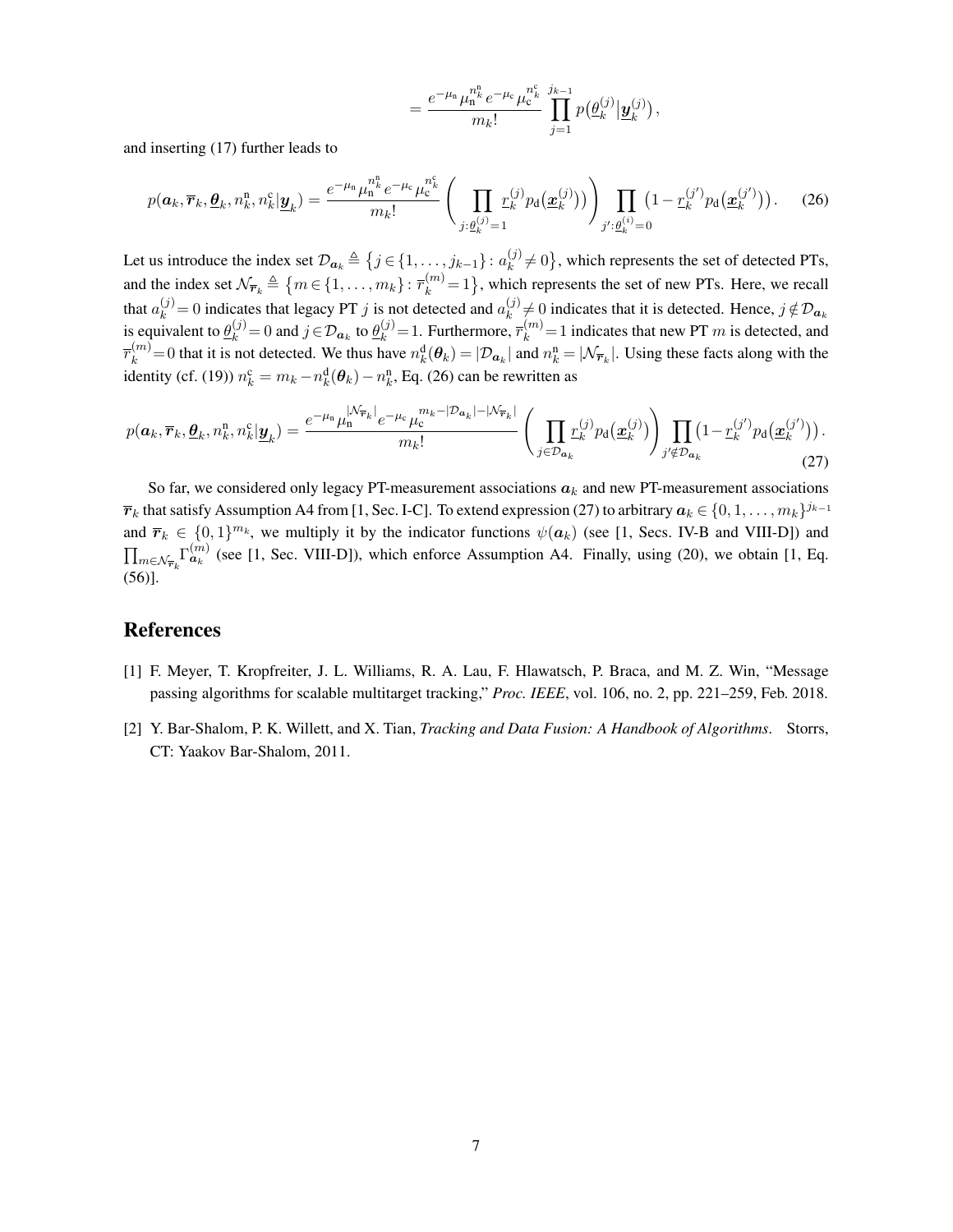$$
= \frac{e^{-\mu_{\mathrm{n}}} \mu_{\mathrm{n}}^{n_k^{\mathrm{n}}} e^{-\mu_{\mathrm{c}}} \mu_{\mathrm{c}}^{n_k^{\mathrm{c}}}}{m_k!} \prod_{j=1}^{j_{k-1}} p\big(\underline{\theta}_k^{(j)} \big| \underline{\boldsymbol{y}}_k^{(j)}\big),
$$

and inserting (17) further leads to

$$
p(\boldsymbol{a}_k, \overline{\boldsymbol{r}}_k, \underline{\boldsymbol{\theta}}_k, n_k^{\mathrm{n}}, n_k^{\mathrm{c}} | \underline{\boldsymbol{y}}_k) = \frac{e^{-\mu_{\mathrm{n}}} \mu_{\mathrm{n}}^{n_k^{\mathrm{n}}} e^{-\mu_{\mathrm{c}}} \mu_{\mathrm{c}}^{n_k^{\mathrm{c}}}}{m_k!} \Bigg( \prod_{j: \underline{\theta}_k^{(j)} = 1} \underline{r}_k^{(j)} p_{\mathrm{d}}\big(\underline{\boldsymbol{x}}_k^{(j)}\big)\big) \Bigg) \prod_{j': \underline{\theta}_k^{(i)} = 0} \big(1 - \underline{r}_k^{(j')} p_{\mathrm{d}}\big(\underline{\boldsymbol{x}}_k^{(j')}\big)\big). \tag{26}
$$

Let us introduce the index set $\mathcal{D}_{\boldsymbol{a}_k} \triangleq \big\{ j \in \{1, \ldots, j_{k-1}\} : a_k^{(j)} \neq 0 \big\}$, which represents the set of detected PTs, and the index set $\mathcal{N}_{\overline{\boldsymbol{r}}_k} \triangleq \big\{ m \in \{1, \ldots, m_k\} : \overline{r}_k^{(m)} = 1 \big\}$, which represents the set of new PTs. Here, we recall that $a_k^{(j)} = 0$ indicates that legacy PT $j$ is not detected and $a_k^{(j)} \neq 0$ indicates that it is detected. Hence, $j \notin \mathcal{D}_{\boldsymbol{a}_k}$ is equivalent to $\underline{\theta}_k^{(j)} = 0$ and $j \in \mathcal{D}_{\boldsymbol{a}_k}$ to $\underline{\theta}_k^{(j)} = 1$. Furthermore, $\overline{r}_k^{(m)} = 1$ indicates that new PT $m$ is detected, and $\overline{r}_k^{(m)} = 0$ that it is not detected. We thus have $n_k^{\mathrm{d}}(\boldsymbol{\theta}_k) = |\mathcal{D}_{\boldsymbol{a}_k}|$ and $n_k^{\mathrm{n}} = |\mathcal{N}_{\overline{\boldsymbol{r}}_k}|$. Using these facts along with the identity (cf. (19)) $n_k^{\mathrm{c}} = m_k - n_k^{\mathrm{d}}(\boldsymbol{\theta}_k) - n_k^{\mathrm{n}}$, Eq. (26) can be rewritten as

$$
p(\boldsymbol{a}_k, \overline{\boldsymbol{r}}_k, \underline{\boldsymbol{\theta}}_k, n_k^{\mathrm{n}}, n_k^{\mathrm{c}} | \underline{\boldsymbol{y}}_k) = \frac{e^{-\mu_{\mathrm{n}}} \mu_{\mathrm{n}}^{|\mathcal{N}_{\overline{\boldsymbol{r}}_k}|} e^{-\mu_{\mathrm{c}}} \mu_{\mathrm{c}}^{m_k - |\mathcal{D}_{\boldsymbol{a}_k}| - |\mathcal{N}_{\overline{\boldsymbol{r}}_k}|}}{m_k!} \Bigg( \prod_{j \in \mathcal{D}_{\boldsymbol{a}_k}} \underline{r}_k^{(j)} p_{\mathrm{d}}\big(\underline{\boldsymbol{x}}_k^{(j)}\big) \Bigg) \prod_{j' \notin \mathcal{D}_{\boldsymbol{a}_k}} \big(1 - \underline{r}_k^{(j')} p_{\mathrm{d}}\big(\underline{\boldsymbol{x}}_k^{(j')}\big)\big). \tag{27}
$$

So far, we considered only legacy PT-measurement associations $\boldsymbol{a}_k$ and new PT-measurement associations $\overline{\boldsymbol{r}}_k$ that satisfy Assumption A4 from [1, Sec. I-C]. To extend expression (27) to arbitrary $\boldsymbol{a}_k \in \{0, 1, \ldots, m_k\}^{j_{k-1}}$ and $\overline{\boldsymbol{r}}_k \in \{0, 1\}^{m_k}$, we multiply it by the indicator functions $\psi(\boldsymbol{a}_k)$ (see [1, Secs. IV-B and VIII-D]) and $\prod_{m \in \mathcal{N}_{\overline{\boldsymbol{r}}_k}} \Gamma_{\boldsymbol{a}_k}^{(m)}$ (see [1, Sec. VIII-D]), which enforce Assumption A4. Finally, using (20), we obtain [1, Eq. (56)].

## References

[1] F. Meyer, T. Kropfreiter, J. L. Williams, R. A. Lau, F. Hlawatsch, P. Braca, and M. Z. Win, "Message passing algorithms for scalable multitarget tracking," *Proc. IEEE*, vol. 106, no. 2, pp. 221–259, Feb. 2018.

[2] Y. Bar-Shalom, P. K. Willett, and X. Tian, *Tracking and Data Fusion: A Handbook of Algorithms*. Storrs, CT: Yaakov Bar-Shalom, 2011.